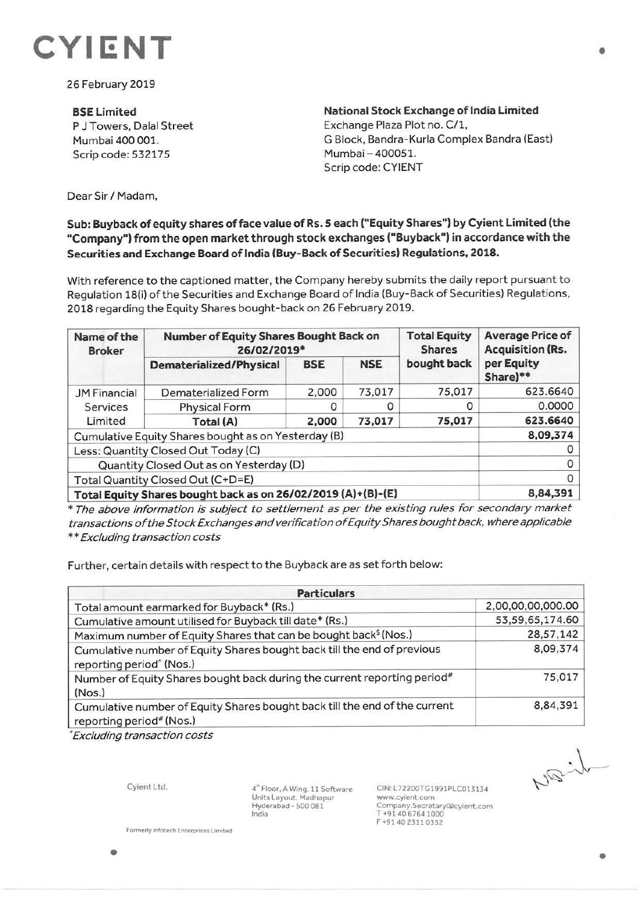# CYIENT

26 February 2019

**BSE Limited**
P J Towers, Dalal Street
Mumbai 400 001.
Scrip code: 532175

**National Stock Exchange of India Limited**
Exchange Plaza Plot no. C/1,
G Block, Bandra-Kurla Complex Bandra (East)
Mumbai – 400051.
Scrip code: CYIENT

Dear Sir / Madam,

**Sub: Buyback of equity shares of face value of Rs. 5 each ("Equity Shares") by Cyient Limited (the "Company") from the open market through stock exchanges ("Buyback") in accordance with the Securities and Exchange Board of India (Buy-Back of Securities) Regulations, 2018.**

With reference to the captioned matter, the Company hereby submits the daily report pursuant to Regulation 18(i) of the Securities and Exchange Board of India (Buy-Back of Securities) Regulations, 2018 regarding the Equity Shares bought-back on 26 February 2019.

| Name of the Broker | Number of Equity Shares Bought Back on 26/02/2019* | | | Total Equity Shares bought back | Average Price of Acquisition (Rs. per Equity Share)** |
|---|---|---|---|---|---|
| | Dematerialized/Physical | BSE | NSE | | |
| JM Financial Services Limited | Dematerialized Form | 2,000 | 73,017 | 75,017 | 623.6640 |
| | Physical Form | 0 | 0 | 0 | 0.0000 |
| | **Total (A)** | **2,000** | **73,017** | **75,017** | **623.6640** |
| Cumulative Equity Shares bought as on Yesterday (B) | | | | | **8,09,374** |
| Less: Quantity Closed Out Today (C) | | | | | 0 |
| Quantity Closed Out as on Yesterday (D) | | | | | 0 |
| Total Quantity Closed Out (C+D=E) | | | | | 0 |
| **Total Equity Shares bought back as on 26/02/2019 (A)+(B)-(E)** | | | | | **8,84,391** |

*\* The above information is subject to settlement as per the existing rules for secondary market transactions of the Stock Exchanges and verification of Equity Shares bought back, where applicable*
*\*\* Excluding transaction costs*

Further, certain details with respect to the Buyback are as set forth below:

| Particulars | |
|---|---|
| Total amount earmarked for Buyback* (Rs.) | 2,00,00,00,000.00 |
| Cumulative amount utilised for Buyback till date* (Rs.) | 53,59,65,174.60 |
| Maximum number of Equity Shares that can be bought back$ (Nos.) | 28,57,142 |
| Cumulative number of Equity Shares bought back till the end of previous reporting period^ (Nos.) | 8,09,374 |
| Number of Equity Shares bought back during the current reporting period# (Nos.) | 75,017 |
| Cumulative number of Equity Shares bought back till the end of the current reporting period# (Nos.) | 8,84,391 |

*\*Excluding transaction costs*

Cyient Ltd.

4th Floor, A Wing, 11 Software Units Layout, Madhapur Hyderabad - 500 081 India

CIN: L72200TG1991PLC013134
www.cyient.com
Company.Secretary@cyient.com
T +91 40 6764 1000
F +91 40 2311 0352

Formerly Infotech Enterprises Limited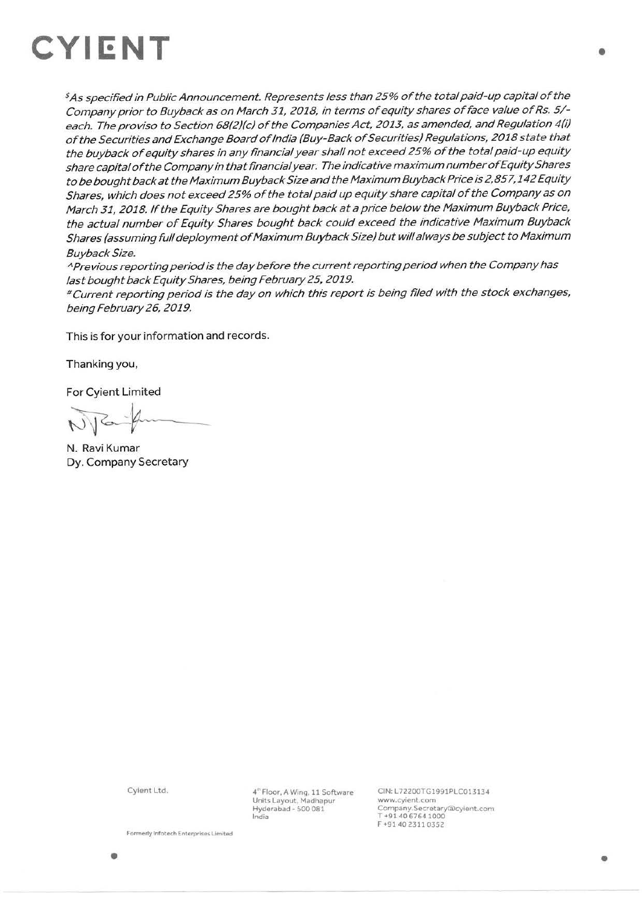# CYIENT

*$As specified in Public Announcement. Represents less than 25% of the total paid-up capital of the Company prior to Buyback as on March 31, 2018, in terms of equity shares of face value of Rs. 5/- each. The proviso to Section 68(2)(c) of the Companies Act, 2013, as amended, and Regulation 4(i) of the Securities and Exchange Board of India (Buy-Back of Securities) Regulations, 2018 state that the buyback of equity shares in any financial year shall not exceed 25% of the total paid-up equity share capital of the Company in that financial year. The indicative maximum number of Equity Shares to be bought back at the Maximum Buyback Size and the Maximum Buyback Price is 2,857,142 Equity Shares, which does not exceed 25% of the total paid up equity share capital of the Company as on March 31, 2018. If the Equity Shares are bought back at a price below the Maximum Buyback Price, the actual number of Equity Shares bought back could exceed the indicative Maximum Buyback Shares (assuming full deployment of Maximum Buyback Size) but will always be subject to Maximum Buyback Size.*

*^Previous reporting period is the day before the current reporting period when the Company has last bought back Equity Shares, being February 25, 2019.*

*#Current reporting period is the day on which this report is being filed with the stock exchanges, being February 26, 2019.*

This is for your information and records.

Thanking you,

For Cyient Limited

N. Ravi Kumar
Dy. Company Secretary

Cyient Ltd.

4th Floor, A Wing, 11 Software Units Layout, Madhapur Hyderabad - 500 081 India

CIN: L72200TG1991PLC013134
www.cyient.com
Company.Secretary@cyient.com
T +91 40 6764 1000
F +91 40 2311 0352

Formerly Infotech Enterprises Limited